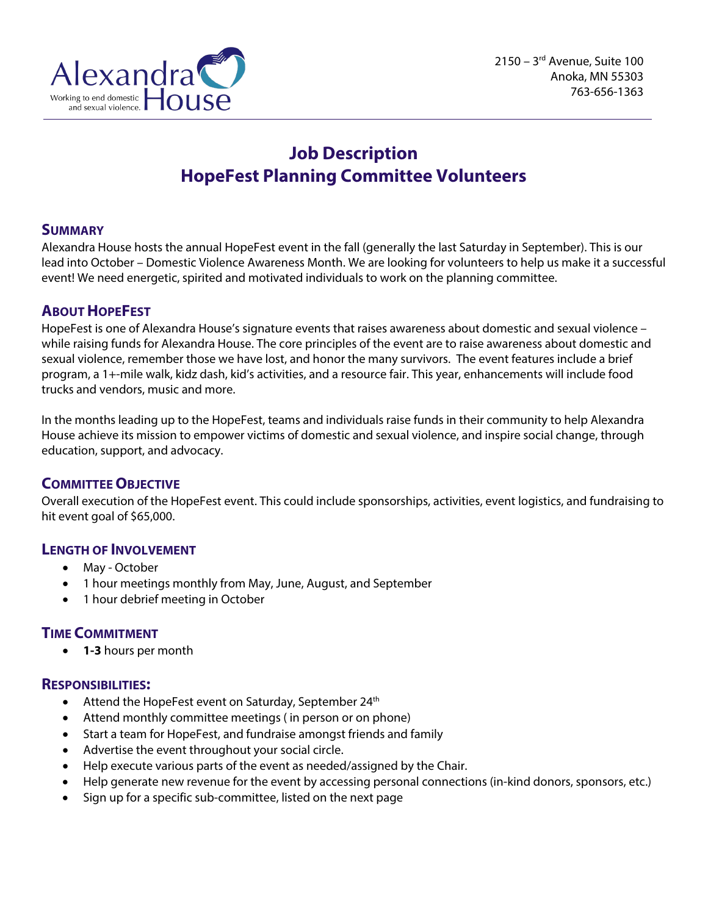Alexandra House
Working to end domestic and sexual violence.

2150 – 3rd Avenue, Suite 100
Anoka, MN 55303
763-656-1363

# Job Description
# HopeFest Planning Committee Volunteers

## Summary

Alexandra House hosts the annual HopeFest event in the fall (generally the last Saturday in September). This is our lead into October – Domestic Violence Awareness Month. We are looking for volunteers to help us make it a successful event! We need energetic, spirited and motivated individuals to work on the planning committee.

## About HopeFest

HopeFest is one of Alexandra House's signature events that raises awareness about domestic and sexual violence – while raising funds for Alexandra House. The core principles of the event are to raise awareness about domestic and sexual violence, remember those we have lost, and honor the many survivors. The event features include a brief program, a 1+-mile walk, kidz dash, kid's activities, and a resource fair. This year, enhancements will include food trucks and vendors, music and more.

In the months leading up to the HopeFest, teams and individuals raise funds in their community to help Alexandra House achieve its mission to empower victims of domestic and sexual violence, and inspire social change, through education, support, and advocacy.

## Committee Objective

Overall execution of the HopeFest event. This could include sponsorships, activities, event logistics, and fundraising to hit event goal of $65,000.

## Length of Involvement

- May - October
- 1 hour meetings monthly from May, June, August, and September
- 1 hour debrief meeting in October

## Time Commitment

- **1-3** hours per month

## Responsibilities:

- Attend the HopeFest event on Saturday, September 24th
- Attend monthly committee meetings ( in person or on phone)
- Start a team for HopeFest, and fundraise amongst friends and family
- Advertise the event throughout your social circle.
- Help execute various parts of the event as needed/assigned by the Chair.
- Help generate new revenue for the event by accessing personal connections (in-kind donors, sponsors, etc.)
- Sign up for a specific sub-committee, listed on the next page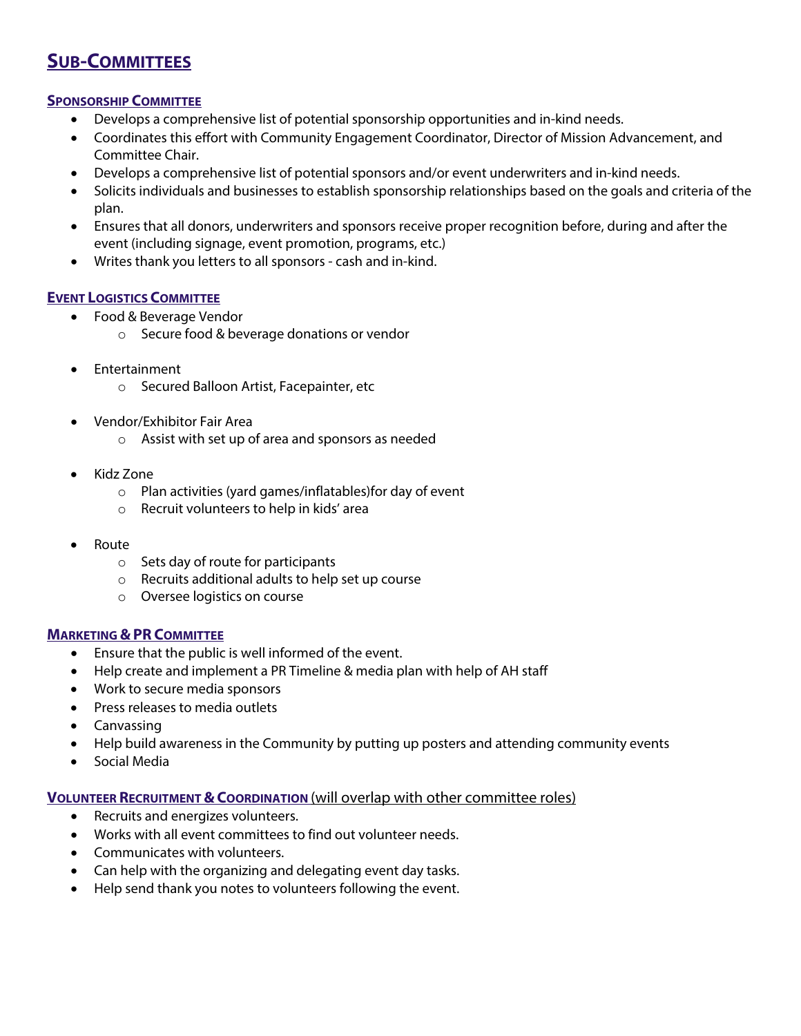## Sub-Committees

### Sponsorship Committee

- Develops a comprehensive list of potential sponsorship opportunities and in-kind needs.
- Coordinates this effort with Community Engagement Coordinator, Director of Mission Advancement, and Committee Chair.
- Develops a comprehensive list of potential sponsors and/or event underwriters and in-kind needs.
- Solicits individuals and businesses to establish sponsorship relationships based on the goals and criteria of the plan.
- Ensures that all donors, underwriters and sponsors receive proper recognition before, during and after the event (including signage, event promotion, programs, etc.)
- Writes thank you letters to all sponsors - cash and in-kind.

### Event Logistics Committee

- Food & Beverage Vendor
  - Secure food & beverage donations or vendor

- Entertainment
  - Secured Balloon Artist, Facepainter, etc

- Vendor/Exhibitor Fair Area
  - Assist with set up of area and sponsors as needed

- Kidz Zone
  - Plan activities (yard games/inflatables)for day of event
  - Recruit volunteers to help in kids' area

- Route
  - Sets day of route for participants
  - Recruits additional adults to help set up course
  - Oversee logistics on course

### Marketing & PR Committee

- Ensure that the public is well informed of the event.
- Help create and implement a PR Timeline & media plan with help of AH staff
- Work to secure media sponsors
- Press releases to media outlets
- Canvassing
- Help build awareness in the Community by putting up posters and attending community events
- Social Media

### Volunteer Recruitment & Coordination (will overlap with other committee roles)

- Recruits and energizes volunteers.
- Works with all event committees to find out volunteer needs.
- Communicates with volunteers.
- Can help with the organizing and delegating event day tasks.
- Help send thank you notes to volunteers following the event.